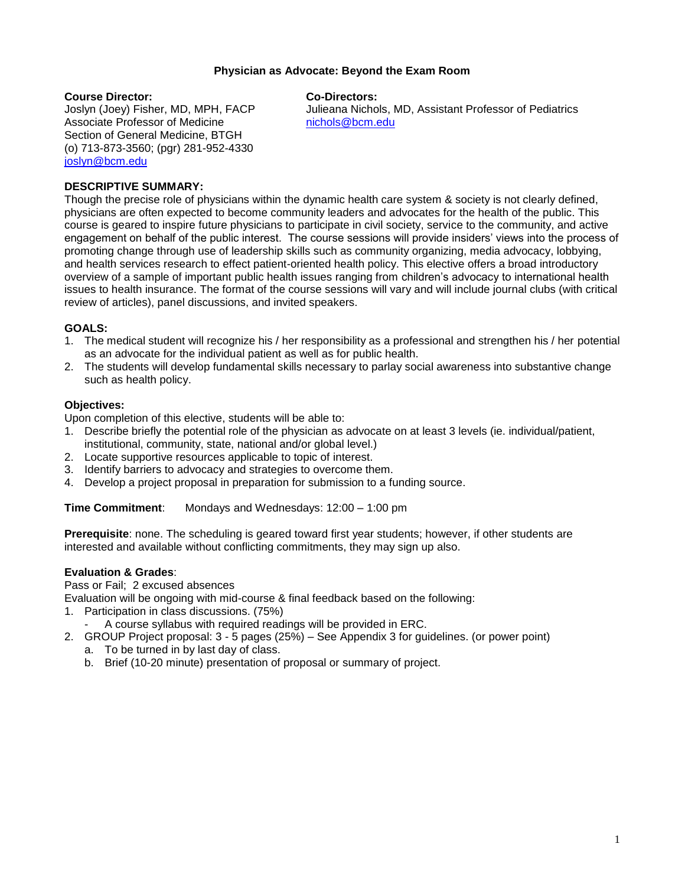# Physician as Advocate: Beyond the Exam Room

**Course Director:**
Joslyn (Joey) Fisher, MD, MPH, FACP
Associate Professor of Medicine
Section of General Medicine, BTGH
(o) 713-873-3560; (pgr) 281-952-4330
joslyn@bcm.edu

**Co-Directors:**
Julieana Nichols, MD, Assistant Professor of Pediatrics
nichols@bcm.edu

**DESCRIPTIVE SUMMARY:**

Though the precise role of physicians within the dynamic health care system & society is not clearly defined, physicians are often expected to become community leaders and advocates for the health of the public. This course is geared to inspire future physicians to participate in civil society, service to the community, and active engagement on behalf of the public interest. The course sessions will provide insiders' views into the process of promoting change through use of leadership skills such as community organizing, media advocacy, lobbying, and health services research to effect patient-oriented health policy. This elective offers a broad introductory overview of a sample of important public health issues ranging from children's advocacy to international health issues to health insurance. The format of the course sessions will vary and will include journal clubs (with critical review of articles), panel discussions, and invited speakers.

**GOALS:**

1. The medical student will recognize his / her responsibility as a professional and strengthen his / her potential as an advocate for the individual patient as well as for public health.
2. The students will develop fundamental skills necessary to parlay social awareness into substantive change such as health policy.

**Objectives:**

Upon completion of this elective, students will be able to:

1. Describe briefly the potential role of the physician as advocate on at least 3 levels (ie. individual/patient, institutional, community, state, national and/or global level.)
2. Locate supportive resources applicable to topic of interest.
3. Identify barriers to advocacy and strategies to overcome them.
4. Develop a project proposal in preparation for submission to a funding source.

**Time Commitment**: Mondays and Wednesdays: 12:00 – 1:00 pm

**Prerequisite**: none. The scheduling is geared toward first year students; however, if other students are interested and available without conflicting commitments, they may sign up also.

**Evaluation & Grades**:

Pass or Fail; 2 excused absences

Evaluation will be ongoing with mid-course & final feedback based on the following:

1. Participation in class discussions. (75%)
   - A course syllabus with required readings will be provided in ERC.
2. GROUP Project proposal: 3 - 5 pages (25%) – See Appendix 3 for guidelines. (or power point)
   a. To be turned in by last day of class.
   b. Brief (10-20 minute) presentation of proposal or summary of project.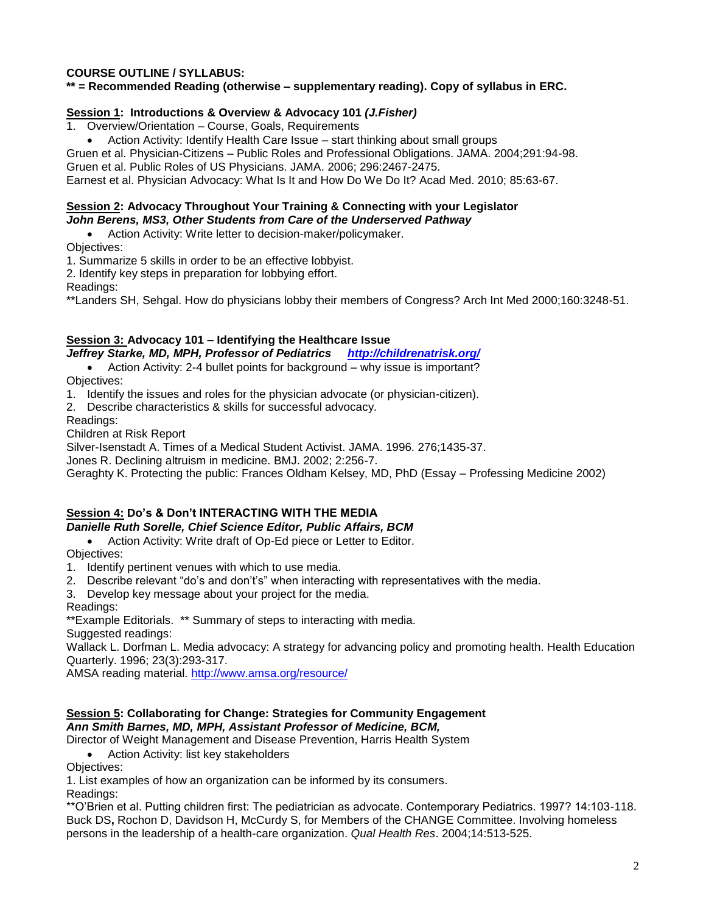**COURSE OUTLINE / SYLLABUS:**
**** = Recommended Reading (otherwise – supplementary reading). Copy of syllabus in ERC.**

**<u>Session 1</u>: Introductions & Overview & Advocacy 101 *(J.Fisher)***

1. Overview/Orientation – Course, Goals, Requirements
   - Action Activity: Identify Health Care Issue – start thinking about small groups

Gruen et al. Physician-Citizens – Public Roles and Professional Obligations. JAMA. 2004;291:94-98.
Gruen et al. Public Roles of US Physicians. JAMA. 2006; 296:2467-2475.
Earnest et al. Physician Advocacy: What Is It and How Do We Do It? Acad Med. 2010; 85:63-67.

**<u>Session 2</u>: Advocacy Throughout Your Training & Connecting with your Legislator**
***John Berens, MS3, Other Students from Care of the Underserved Pathway***

- Action Activity: Write letter to decision-maker/policymaker.

Objectives:
1. Summarize 5 skills in order to be an effective lobbyist.
2. Identify key steps in preparation for lobbying effort.

Readings:
**Landers SH, Sehgal. How do physicians lobby their members of Congress? Arch Int Med 2000;160:3248-51.

**<u>Session 3:</u> Advocacy 101 – Identifying the Healthcare Issue**
***Jeffrey Starke, MD, MPH, Professor of Pediatrics*** ***[http://childrenatrisk.org/](http://childrenatrisk.org/)***

- Action Activity: 2-4 bullet points for background – why issue is important?

Objectives:
1. Identify the issues and roles for the physician advocate (or physician-citizen).
2. Describe characteristics & skills for successful advocacy.

Readings:
Children at Risk Report
Silver-Isenstadt A. Times of a Medical Student Activist. JAMA. 1996. 276;1435-37.
Jones R. Declining altruism in medicine. BMJ. 2002; 2:256-7.
Geraghty K. Protecting the public: Frances Oldham Kelsey, MD, PhD (Essay – Professing Medicine 2002)

**<u>Session 4:</u> Do's & Don't INTERACTING WITH THE MEDIA**
***Danielle Ruth Sorelle, Chief Science Editor, Public Affairs, BCM***

- Action Activity: Write draft of Op-Ed piece or Letter to Editor.

Objectives:
1. Identify pertinent venues with which to use media.
2. Describe relevant "do's and don't's" when interacting with representatives with the media.
3. Develop key message about your project for the media.

Readings:
**Example Editorials. ** Summary of steps to interacting with media.
Suggested readings:
Wallack L. Dorfman L. Media advocacy: A strategy for advancing policy and promoting health. Health Education Quarterly. 1996; 23(3):293-317.
AMSA reading material. [http://www.amsa.org/resource/](http://www.amsa.org/resource/)

**<u>Session 5</u>: Collaborating for Change: Strategies for Community Engagement**
***Ann Smith Barnes, MD, MPH, Assistant Professor of Medicine, BCM,***
Director of Weight Management and Disease Prevention, Harris Health System

- Action Activity: list key stakeholders

Objectives:
1. List examples of how an organization can be informed by its consumers.

Readings:
**O'Brien et al. Putting children first: The pediatrician as advocate. Contemporary Pediatrics. 1997? 14:103-118.
Buck DS**,** Rochon D, Davidson H, McCurdy S, for Members of the CHANGE Committee. Involving homeless persons in the leadership of a health-care organization. *Qual Health Res*. 2004;14:513-525.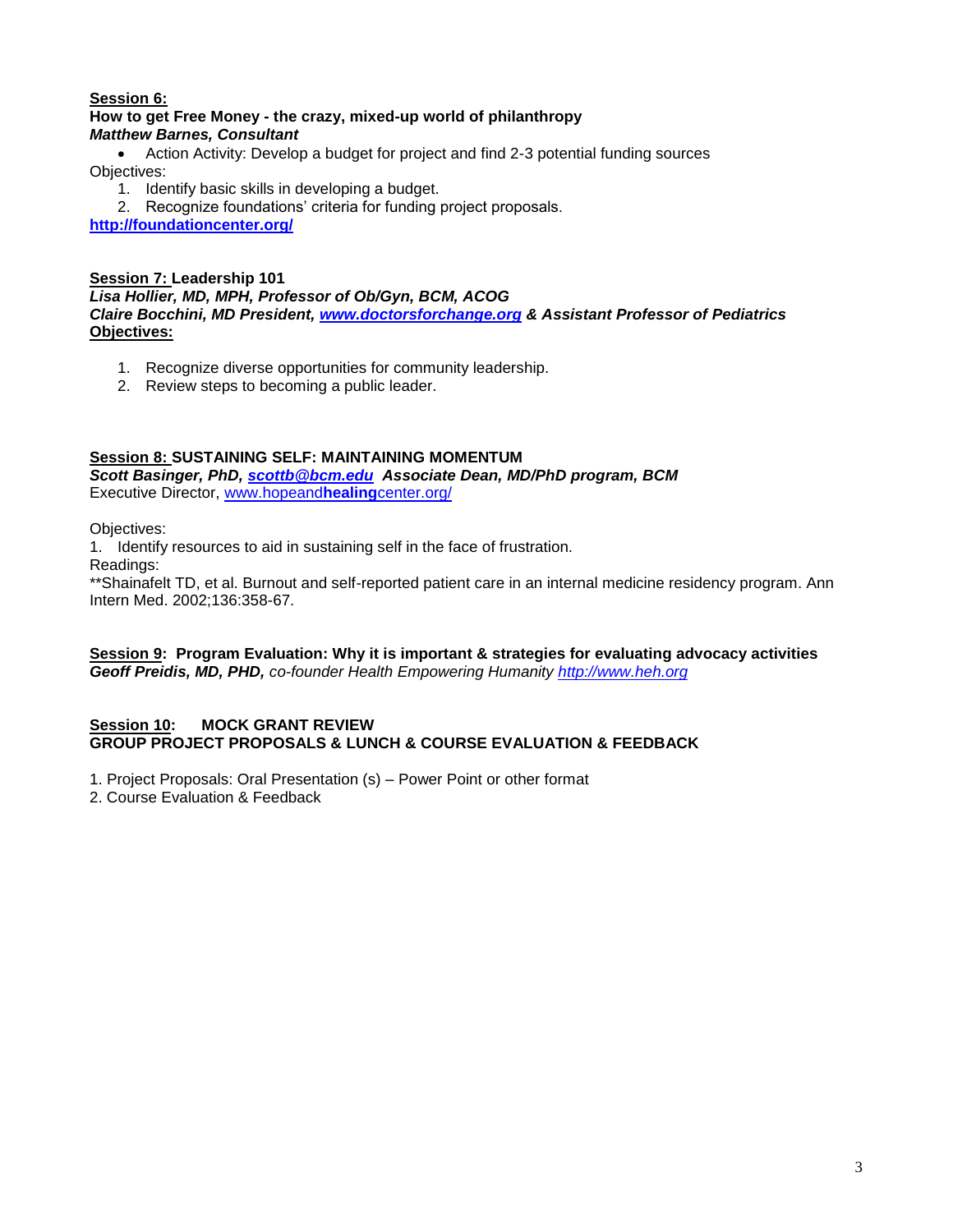**Session 6:**
**How to get Free Money - the crazy, mixed-up world of philanthropy**
***Matthew Barnes, Consultant***

- Action Activity: Develop a budget for project and find 2-3 potential funding sources

Objectives:

1. Identify basic skills in developing a budget.
2. Recognize foundations' criteria for funding project proposals.

**http://foundationcenter.org/**

**Session 7: Leadership 101**
***Lisa Hollier, MD, MPH, Professor of Ob/Gyn, BCM, ACOG***
***Claire Bocchini, MD President, www.doctorsforchange.org & Assistant Professor of Pediatrics***
**Objectives:**

1. Recognize diverse opportunities for community leadership.
2. Review steps to becoming a public leader.

**Session 8: SUSTAINING SELF: MAINTAINING MOMENTUM**
***Scott Basinger, PhD, scottb@bcm.edu Associate Dean, MD/PhD program, BCM***
Executive Director, www.hopeandhealingcenter.org/

Objectives:

1. Identify resources to aid in sustaining self in the face of frustration.

Readings:
**Shainafelt TD, et al. Burnout and self-reported patient care in an internal medicine residency program. Ann Intern Med. 2002;136:358-67.

**Session 9: Program Evaluation: Why it is important & strategies for evaluating advocacy activities**
***Geoff Preidis, MD, PHD,*** *co-founder Health Empowering Humanity http://www.heh.org*

**Session 10: MOCK GRANT REVIEW**
**GROUP PROJECT PROPOSALS & LUNCH & COURSE EVALUATION & FEEDBACK**

1. Project Proposals: Oral Presentation (s) – Power Point or other format
2. Course Evaluation & Feedback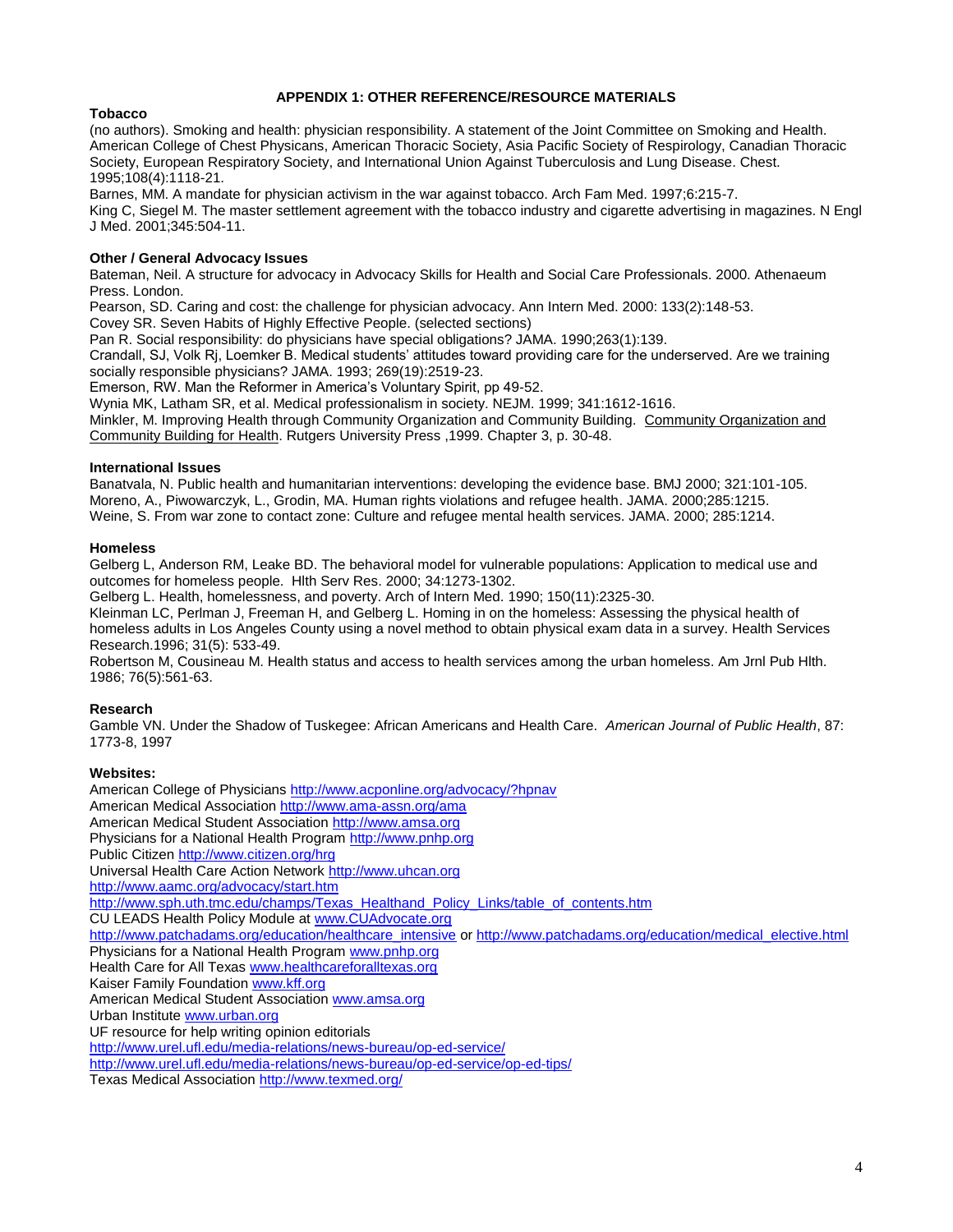## APPENDIX 1: OTHER REFERENCE/RESOURCE MATERIALS

**Tobacco**

(no authors). Smoking and health: physician responsibility. A statement of the Joint Committee on Smoking and Health. American College of Chest Physicans, American Thoracic Society, Asia Pacific Society of Respirology, Canadian Thoracic Society, European Respiratory Society, and International Union Against Tuberculosis and Lung Disease. Chest. 1995;108(4):1118-21.

Barnes, MM. A mandate for physician activism in the war against tobacco. Arch Fam Med. 1997;6:215-7.

King C, Siegel M. The master settlement agreement with the tobacco industry and cigarette advertising in magazines. N Engl J Med. 2001;345:504-11.

**Other / General Advocacy Issues**

Bateman, Neil. A structure for advocacy in Advocacy Skills for Health and Social Care Professionals. 2000. Athenaeum Press. London.

Pearson, SD. Caring and cost: the challenge for physician advocacy. Ann Intern Med. 2000: 133(2):148-53.

Covey SR. Seven Habits of Highly Effective People. (selected sections)

Pan R. Social responsibility: do physicians have special obligations? JAMA. 1990;263(1):139.

Crandall, SJ, Volk Rj, Loemker B. Medical students' attitudes toward providing care for the underserved. Are we training socially responsible physicians? JAMA. 1993; 269(19):2519-23.

Emerson, RW. Man the Reformer in America's Voluntary Spirit, pp 49-52.

Wynia MK, Latham SR, et al. Medical professionalism in society. NEJM. 1999; 341:1612-1616.

Minkler, M. Improving Health through Community Organization and Community Building. Community Organization and Community Building for Health. Rutgers University Press ,1999. Chapter 3, p. 30-48.

**International Issues**

Banatvala, N. Public health and humanitarian interventions: developing the evidence base. BMJ 2000; 321:101-105.

Moreno, A., Piwowarczyk, L., Grodin, MA. Human rights violations and refugee health. JAMA. 2000;285:1215.

Weine, S. From war zone to contact zone: Culture and refugee mental health services. JAMA. 2000; 285:1214.

**Homeless**

Gelberg L, Anderson RM, Leake BD. The behavioral model for vulnerable populations: Application to medical use and outcomes for homeless people. Hlth Serv Res. 2000; 34:1273-1302.

Gelberg L. Health, homelessness, and poverty. Arch of Intern Med. 1990; 150(11):2325-30.

Kleinman LC, Perlman J, Freeman H, and Gelberg L. Homing in on the homeless: Assessing the physical health of homeless adults in Los Angeles County using a novel method to obtain physical exam data in a survey. Health Services Research.1996; 31(5): 533-49.

Robertson M, Cousineau M. Health status and access to health services among the urban homeless. Am Jrnl Pub Hlth. 1986; 76(5):561-63.

**Research**

Gamble VN. Under the Shadow of Tuskegee: African Americans and Health Care. *American Journal of Public Health*, 87: 1773-8, 1997

**Websites:**

American College of Physicians http://www.acponline.org/advocacy/?hpnav
American Medical Association http://www.ama-assn.org/ama
American Medical Student Association http://www.amsa.org
Physicians for a National Health Program http://www.pnhp.org
Public Citizen http://www.citizen.org/hrg
Universal Health Care Action Network http://www.uhcan.org
http://www.aamc.org/advocacy/start.htm
http://www.sph.uth.tmc.edu/champs/Texas_Healthand_Policy_Links/table_of_contents.htm
CU LEADS Health Policy Module at www.CUAdvocate.org
http://www.patchadams.org/education/healthcare_intensive or http://www.patchadams.org/education/medical_elective.html
Physicians for a National Health Program www.pnhp.org
Health Care for All Texas www.healthcareforalltexas.org
Kaiser Family Foundation www.kff.org
American Medical Student Association www.amsa.org
Urban Institute www.urban.org
UF resource for help writing opinion editorials
http://www.urel.ufl.edu/media-relations/news-bureau/op-ed-service/
http://www.urel.ufl.edu/media-relations/news-bureau/op-ed-service/op-ed-tips/
Texas Medical Association http://www.texmed.org/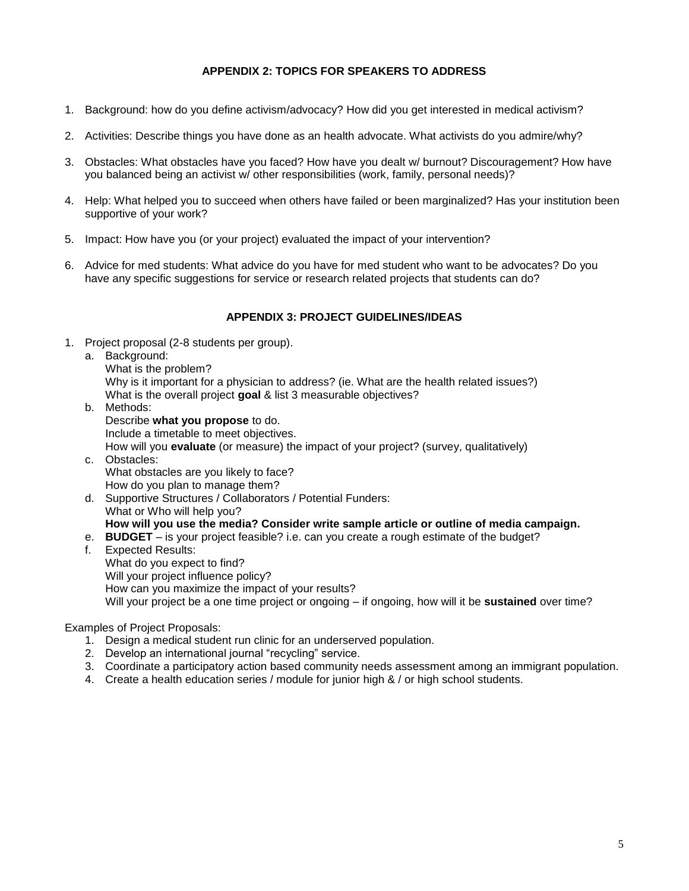## APPENDIX 2: TOPICS FOR SPEAKERS TO ADDRESS

1. Background: how do you define activism/advocacy? How did you get interested in medical activism?

2. Activities: Describe things you have done as an health advocate. What activists do you admire/why?

3. Obstacles: What obstacles have you faced? How have you dealt w/ burnout? Discouragement? How have you balanced being an activist w/ other responsibilities (work, family, personal needs)?

4. Help: What helped you to succeed when others have failed or been marginalized? Has your institution been supportive of your work?

5. Impact: How have you (or your project) evaluated the impact of your intervention?

6. Advice for med students: What advice do you have for med student who want to be advocates? Do you have any specific suggestions for service or research related projects that students can do?

## APPENDIX 3: PROJECT GUIDELINES/IDEAS

1. Project proposal (2-8 students per group).
   a. Background:
      What is the problem?
      Why is it important for a physician to address? (ie. What are the health related issues?)
      What is the overall project **goal** & list 3 measurable objectives?
   b. Methods:
      Describe **what you propose** to do.
      Include a timetable to meet objectives.
      How will you **evaluate** (or measure) the impact of your project? (survey, qualitatively)
   c. Obstacles:
      What obstacles are you likely to face?
      How do you plan to manage them?
   d. Supportive Structures / Collaborators / Potential Funders:
      What or Who will help you?
      **How will you use the media? Consider write sample article or outline of media campaign.**
   e. **BUDGET** – is your project feasible? i.e. can you create a rough estimate of the budget?
   f. Expected Results:
      What do you expect to find?
      Will your project influence policy?
      How can you maximize the impact of your results?
      Will your project be a one time project or ongoing – if ongoing, how will it be **sustained** over time?

Examples of Project Proposals:

1. Design a medical student run clinic for an underserved population.
2. Develop an international journal "recycling" service.
3. Coordinate a participatory action based community needs assessment among an immigrant population.
4. Create a health education series / module for junior high & / or high school students.